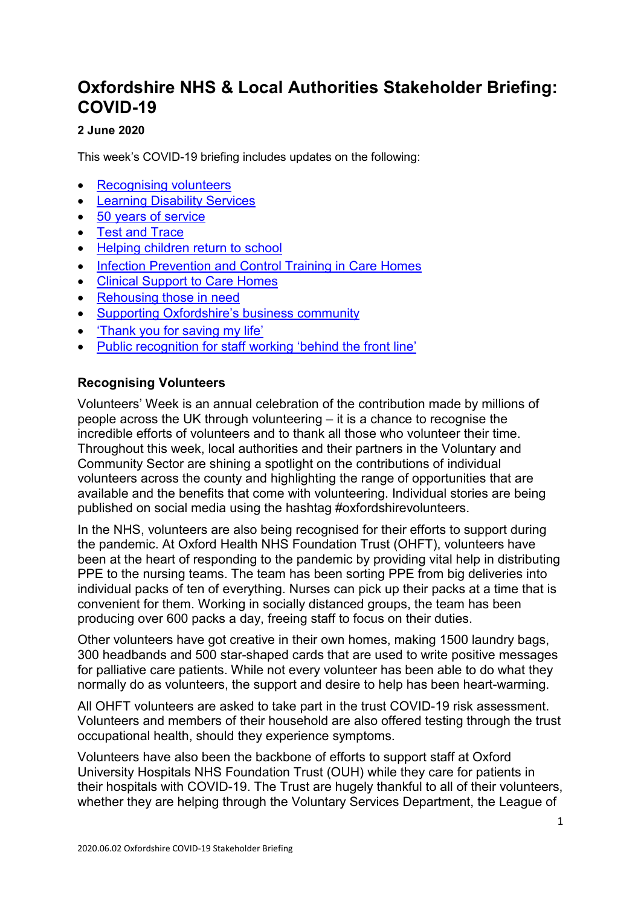# Oxfordshire NHS & Local Authorities Stakeholder Briefing: COVID-19

**2 June 2020**

This week's COVID-19 briefing includes updates on the following:

- Recognising volunteers
- Learning Disability Services
- 50 years of service
- Test and Trace
- Helping children return to school
- Infection Prevention and Control Training in Care Homes
- Clinical Support to Care Homes
- Rehousing those in need
- Supporting Oxfordshire's business community
- 'Thank you for saving my life'
- Public recognition for staff working 'behind the front line'

### Recognising Volunteers

Volunteers' Week is an annual celebration of the contribution made by millions of people across the UK through volunteering – it is a chance to recognise the incredible efforts of volunteers and to thank all those who volunteer their time. Throughout this week, local authorities and their partners in the Voluntary and Community Sector are shining a spotlight on the contributions of individual volunteers across the county and highlighting the range of opportunities that are available and the benefits that come with volunteering. Individual stories are being published on social media using the hashtag #oxfordshirevolunteers.

In the NHS, volunteers are also being recognised for their efforts to support during the pandemic. At Oxford Health NHS Foundation Trust (OHFT), volunteers have been at the heart of responding to the pandemic by providing vital help in distributing PPE to the nursing teams. The team has been sorting PPE from big deliveries into individual packs of ten of everything. Nurses can pick up their packs at a time that is convenient for them. Working in socially distanced groups, the team has been producing over 600 packs a day, freeing staff to focus on their duties.

Other volunteers have got creative in their own homes, making 1500 laundry bags, 300 headbands and 500 star-shaped cards that are used to write positive messages for palliative care patients. While not every volunteer has been able to do what they normally do as volunteers, the support and desire to help has been heart-warming.

All OHFT volunteers are asked to take part in the trust COVID-19 risk assessment. Volunteers and members of their household are also offered testing through the trust occupational health, should they experience symptoms.

Volunteers have also been the backbone of efforts to support staff at Oxford University Hospitals NHS Foundation Trust (OUH) while they care for patients in their hospitals with COVID-19. The Trust are hugely thankful to all of their volunteers, whether they are helping through the Voluntary Services Department, the League of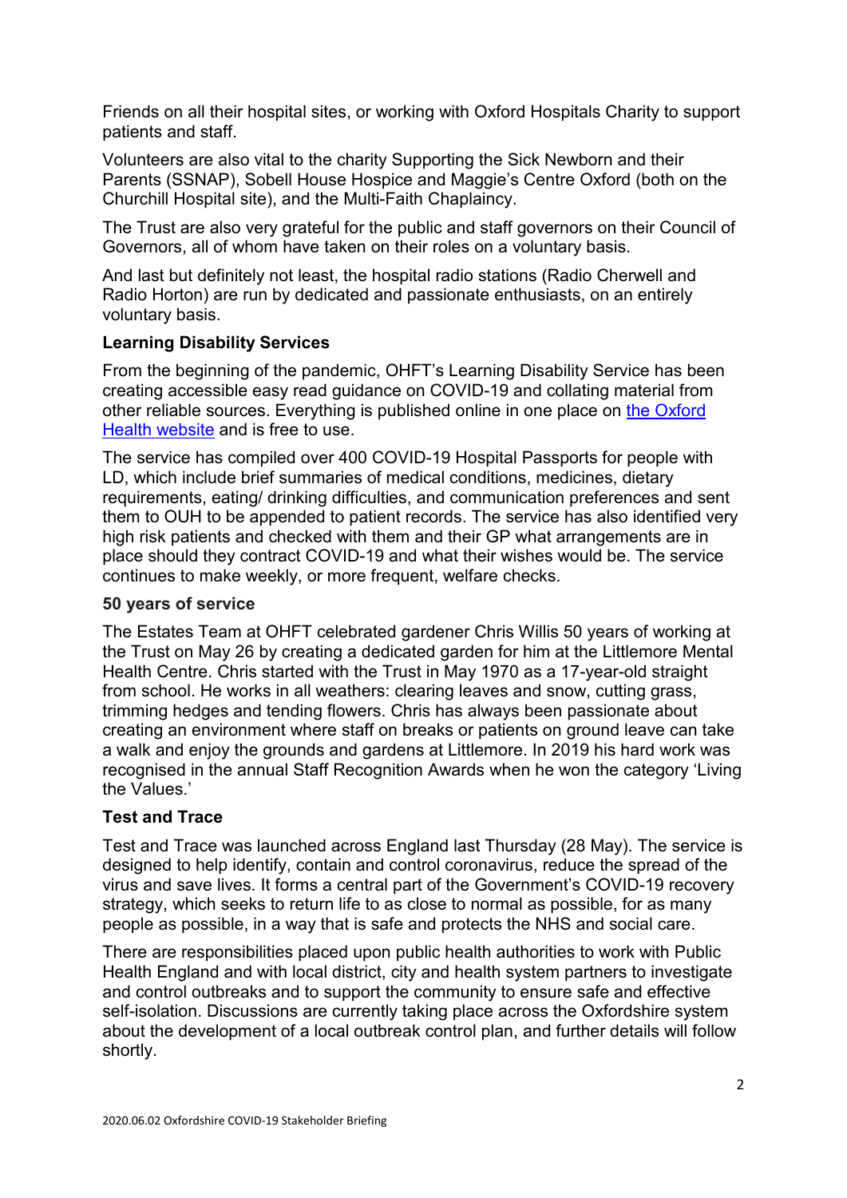Friends on all their hospital sites, or working with Oxford Hospitals Charity to support patients and staff.

Volunteers are also vital to the charity Supporting the Sick Newborn and their Parents (SSNAP), Sobell House Hospice and Maggie's Centre Oxford (both on the Churchill Hospital site), and the Multi-Faith Chaplaincy.

The Trust are also very grateful for the public and staff governors on their Council of Governors, all of whom have taken on their roles on a voluntary basis.

And last but definitely not least, the hospital radio stations (Radio Cherwell and Radio Horton) are run by dedicated and passionate enthusiasts, on an entirely voluntary basis.

**Learning Disability Services**

From the beginning of the pandemic, OHFT's Learning Disability Service has been creating accessible easy read guidance on COVID-19 and collating material from other reliable sources. Everything is published online in one place on the Oxford Health website and is free to use.

The service has compiled over 400 COVID-19 Hospital Passports for people with LD, which include brief summaries of medical conditions, medicines, dietary requirements, eating/ drinking difficulties, and communication preferences and sent them to OUH to be appended to patient records. The service has also identified very high risk patients and checked with them and their GP what arrangements are in place should they contract COVID-19 and what their wishes would be. The service continues to make weekly, or more frequent, welfare checks.

**50 years of service**

The Estates Team at OHFT celebrated gardener Chris Willis 50 years of working at the Trust on May 26 by creating a dedicated garden for him at the Littlemore Mental Health Centre. Chris started with the Trust in May 1970 as a 17-year-old straight from school. He works in all weathers: clearing leaves and snow, cutting grass, trimming hedges and tending flowers. Chris has always been passionate about creating an environment where staff on breaks or patients on ground leave can take a walk and enjoy the grounds and gardens at Littlemore. In 2019 his hard work was recognised in the annual Staff Recognition Awards when he won the category 'Living the Values.'

**Test and Trace**

Test and Trace was launched across England last Thursday (28 May). The service is designed to help identify, contain and control coronavirus, reduce the spread of the virus and save lives. It forms a central part of the Government's COVID-19 recovery strategy, which seeks to return life to as close to normal as possible, for as many people as possible, in a way that is safe and protects the NHS and social care.

There are responsibilities placed upon public health authorities to work with Public Health England and with local district, city and health system partners to investigate and control outbreaks and to support the community to ensure safe and effective self-isolation. Discussions are currently taking place across the Oxfordshire system about the development of a local outbreak control plan, and further details will follow shortly.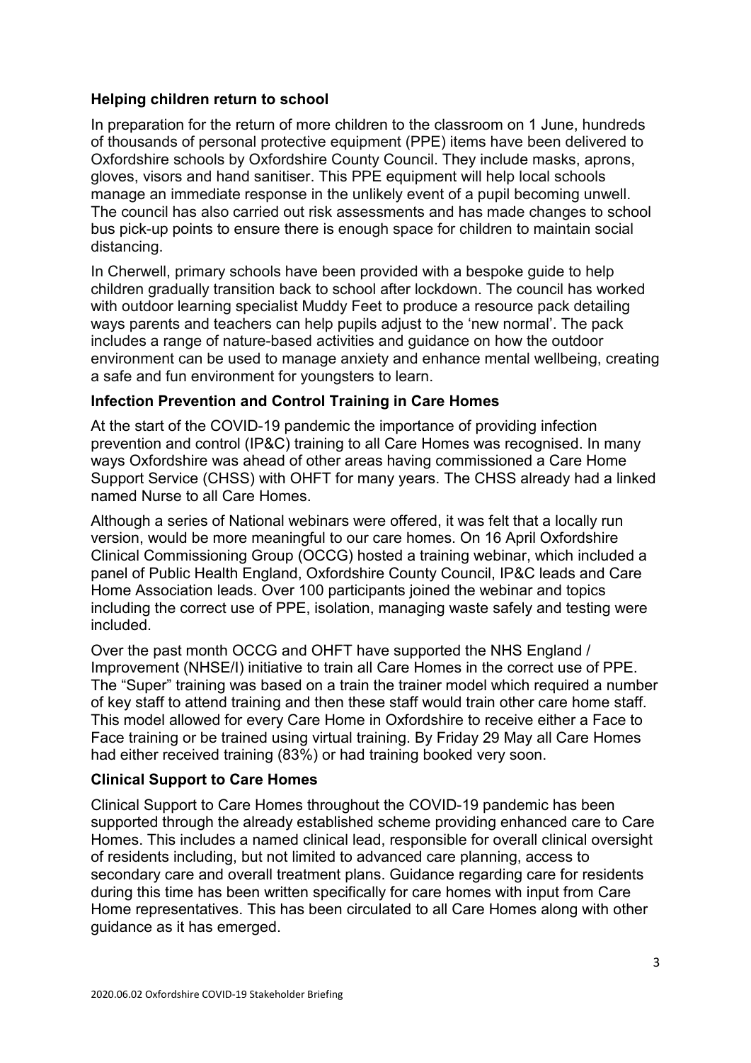### Helping children return to school

In preparation for the return of more children to the classroom on 1 June, hundreds of thousands of personal protective equipment (PPE) items have been delivered to Oxfordshire schools by Oxfordshire County Council. They include masks, aprons, gloves, visors and hand sanitiser. This PPE equipment will help local schools manage an immediate response in the unlikely event of a pupil becoming unwell. The council has also carried out risk assessments and has made changes to school bus pick-up points to ensure there is enough space for children to maintain social distancing.

In Cherwell, primary schools have been provided with a bespoke guide to help children gradually transition back to school after lockdown. The council has worked with outdoor learning specialist Muddy Feet to produce a resource pack detailing ways parents and teachers can help pupils adjust to the 'new normal'. The pack includes a range of nature-based activities and guidance on how the outdoor environment can be used to manage anxiety and enhance mental wellbeing, creating a safe and fun environment for youngsters to learn.

### Infection Prevention and Control Training in Care Homes

At the start of the COVID-19 pandemic the importance of providing infection prevention and control (IP&C) training to all Care Homes was recognised. In many ways Oxfordshire was ahead of other areas having commissioned a Care Home Support Service (CHSS) with OHFT for many years. The CHSS already had a linked named Nurse to all Care Homes.

Although a series of National webinars were offered, it was felt that a locally run version, would be more meaningful to our care homes. On 16 April Oxfordshire Clinical Commissioning Group (OCCG) hosted a training webinar, which included a panel of Public Health England, Oxfordshire County Council, IP&C leads and Care Home Association leads. Over 100 participants joined the webinar and topics including the correct use of PPE, isolation, managing waste safely and testing were included.

Over the past month OCCG and OHFT have supported the NHS England / Improvement (NHSE/I) initiative to train all Care Homes in the correct use of PPE. The "Super" training was based on a train the trainer model which required a number of key staff to attend training and then these staff would train other care home staff. This model allowed for every Care Home in Oxfordshire to receive either a Face to Face training or be trained using virtual training. By Friday 29 May all Care Homes had either received training (83%) or had training booked very soon.

### Clinical Support to Care Homes

Clinical Support to Care Homes throughout the COVID-19 pandemic has been supported through the already established scheme providing enhanced care to Care Homes. This includes a named clinical lead, responsible for overall clinical oversight of residents including, but not limited to advanced care planning, access to secondary care and overall treatment plans. Guidance regarding care for residents during this time has been written specifically for care homes with input from Care Home representatives. This has been circulated to all Care Homes along with other guidance as it has emerged.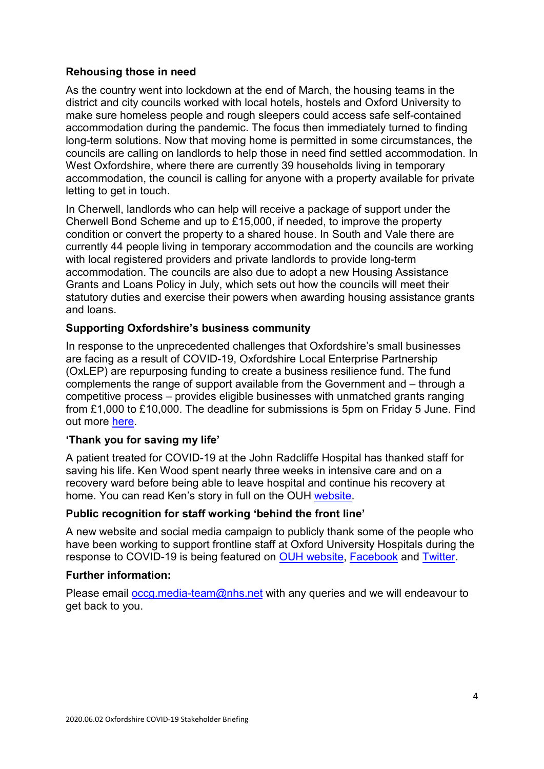### Rehousing those in need

As the country went into lockdown at the end of March, the housing teams in the district and city councils worked with local hotels, hostels and Oxford University to make sure homeless people and rough sleepers could access safe self-contained accommodation during the pandemic. The focus then immediately turned to finding long-term solutions. Now that moving home is permitted in some circumstances, the councils are calling on landlords to help those in need find settled accommodation. In West Oxfordshire, where there are currently 39 households living in temporary accommodation, the council is calling for anyone with a property available for private letting to get in touch.

In Cherwell, landlords who can help will receive a package of support under the Cherwell Bond Scheme and up to £15,000, if needed, to improve the property condition or convert the property to a shared house. In South and Vale there are currently 44 people living in temporary accommodation and the councils are working with local registered providers and private landlords to provide long-term accommodation. The councils are also due to adopt a new Housing Assistance Grants and Loans Policy in July, which sets out how the councils will meet their statutory duties and exercise their powers when awarding housing assistance grants and loans.

### Supporting Oxfordshire's business community

In response to the unprecedented challenges that Oxfordshire's small businesses are facing as a result of COVID-19, Oxfordshire Local Enterprise Partnership (OxLEP) are repurposing funding to create a business resilience fund. The fund complements the range of support available from the Government and – through a competitive process – provides eligible businesses with unmatched grants ranging from £1,000 to £10,000. The deadline for submissions is 5pm on Friday 5 June. Find out more here.

### 'Thank you for saving my life'

A patient treated for COVID-19 at the John Radcliffe Hospital has thanked staff for saving his life. Ken Wood spent nearly three weeks in intensive care and on a recovery ward before being able to leave hospital and continue his recovery at home. You can read Ken's story in full on the OUH website.

### Public recognition for staff working 'behind the front line'

A new website and social media campaign to publicly thank some of the people who have been working to support frontline staff at Oxford University Hospitals during the response to COVID-19 is being featured on OUH website, Facebook and Twitter.

### Further information:

Please email occg.media-team@nhs.net with any queries and we will endeavour to get back to you.